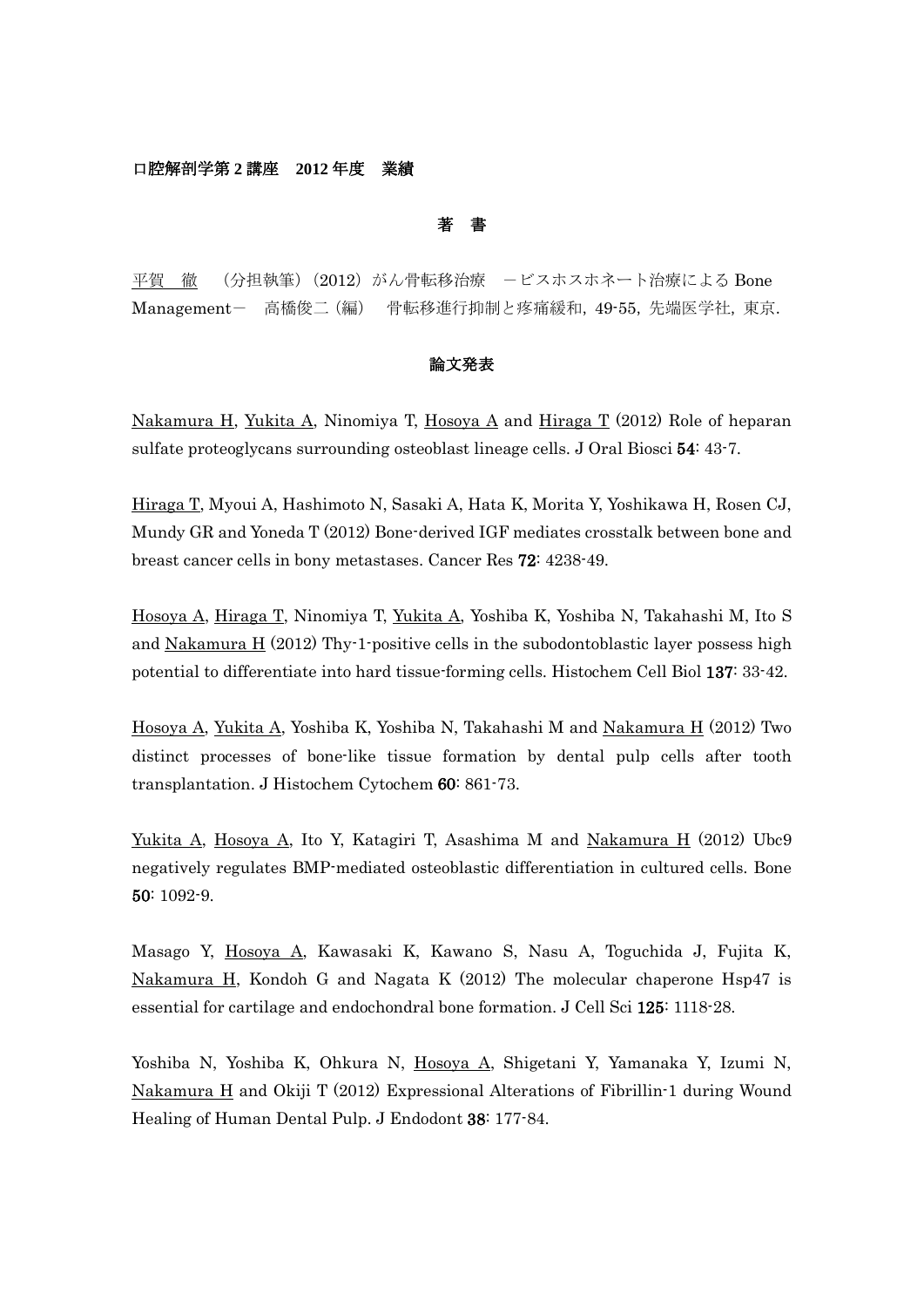**口腔解剖学第 2 講座　2012 年度　業績**

## 著　書

平賀　徹　（分担執筆）（2012）がん骨転移治療　ービスホスホネート治療による Bone Management－　高橋俊二（編）　骨転移進行抑制と疼痛緩和，49-55，先端医学社，東京.

## 論文発表

Nakamura H, Yukita A, Ninomiya T, Hosoya A and Hiraga T (2012) Role of heparan sulfate proteoglycans surrounding osteoblast lineage cells. J Oral Biosci **54**: 43-7.

Hiraga T, Myoui A, Hashimoto N, Sasaki A, Hata K, Morita Y, Yoshikawa H, Rosen CJ, Mundy GR and Yoneda T (2012) Bone-derived IGF mediates crosstalk between bone and breast cancer cells in bony metastases. Cancer Res **72**: 4238-49.

Hosoya A, Hiraga T, Ninomiya T, Yukita A, Yoshiba K, Yoshiba N, Takahashi M, Ito S and Nakamura H (2012) Thy-1-positive cells in the subodontoblastic layer possess high potential to differentiate into hard tissue-forming cells. Histochem Cell Biol **137**: 33-42.

Hosoya A, Yukita A, Yoshiba K, Yoshiba N, Takahashi M and Nakamura H (2012) Two distinct processes of bone-like tissue formation by dental pulp cells after tooth transplantation. J Histochem Cytochem **60**: 861-73.

Yukita A, Hosoya A, Ito Y, Katagiri T, Asashima M and Nakamura H (2012) Ubc9 negatively regulates BMP-mediated osteoblastic differentiation in cultured cells. Bone **50**: 1092-9.

Masago Y, Hosoya A, Kawasaki K, Kawano S, Nasu A, Toguchida J, Fujita K, Nakamura H, Kondoh G and Nagata K (2012) The molecular chaperone Hsp47 is essential for cartilage and endochondral bone formation. J Cell Sci **125**: 1118-28.

Yoshiba N, Yoshiba K, Ohkura N, Hosoya A, Shigetani Y, Yamanaka Y, Izumi N, Nakamura H and Okiji T (2012) Expressional Alterations of Fibrillin-1 during Wound Healing of Human Dental Pulp. J Endodont **38**: 177-84.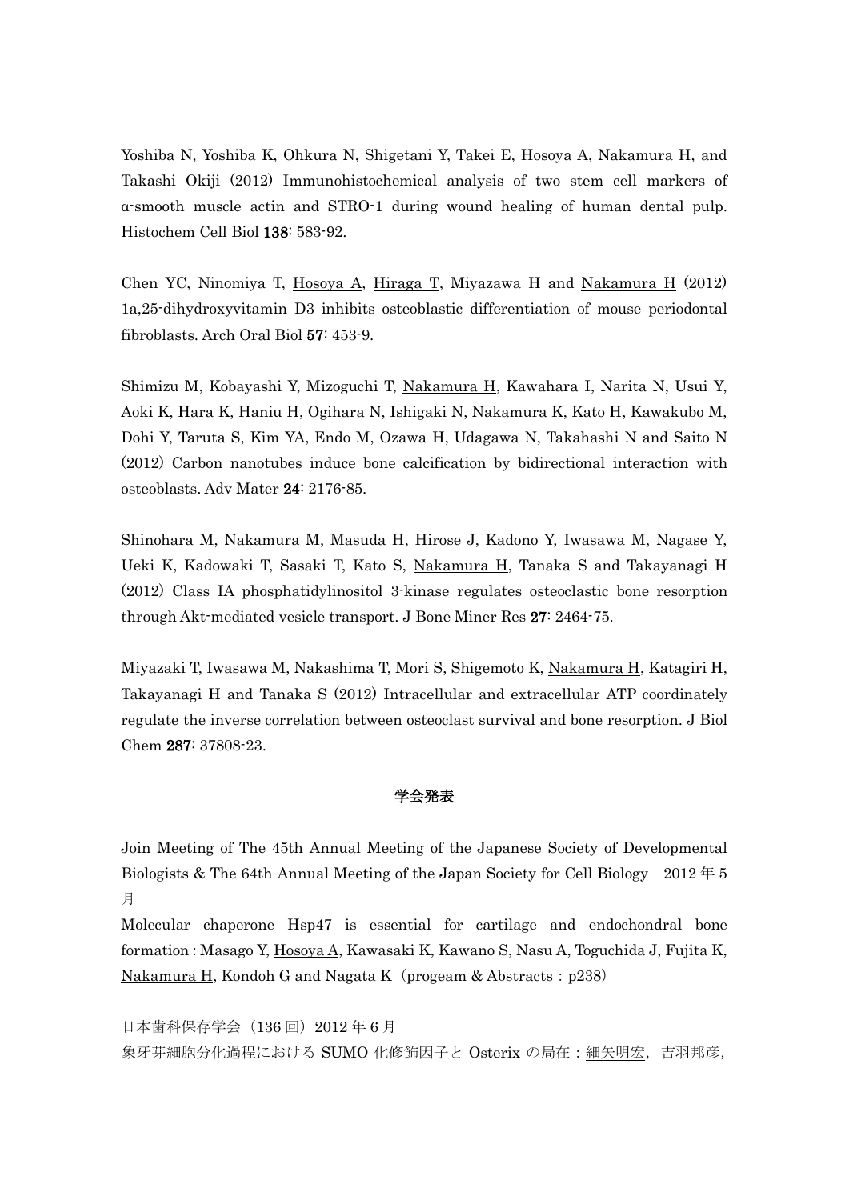Yoshiba N, Yoshiba K, Ohkura N, Shigetani Y, Takei E, Hosoya A, Nakamura H, and Takashi Okiji (2012) Immunohistochemical analysis of two stem cell markers of α-smooth muscle actin and STRO-1 during wound healing of human dental pulp. Histochem Cell Biol **138**: 583-92.

Chen YC, Ninomiya T, Hosoya A, Hiraga T, Miyazawa H and Nakamura H (2012) 1a,25-dihydroxyvitamin D3 inhibits osteoblastic differentiation of mouse periodontal fibroblasts. Arch Oral Biol **57**: 453-9.

Shimizu M, Kobayashi Y, Mizoguchi T, Nakamura H, Kawahara I, Narita N, Usui Y, Aoki K, Hara K, Haniu H, Ogihara N, Ishigaki N, Nakamura K, Kato H, Kawakubo M, Dohi Y, Taruta S, Kim YA, Endo M, Ozawa H, Udagawa N, Takahashi N and Saito N (2012) Carbon nanotubes induce bone calcification by bidirectional interaction with osteoblasts. Adv Mater **24**: 2176-85.

Shinohara M, Nakamura M, Masuda H, Hirose J, Kadono Y, Iwasawa M, Nagase Y, Ueki K, Kadowaki T, Sasaki T, Kato S, Nakamura H, Tanaka S and Takayanagi H (2012) Class IA phosphatidylinositol 3-kinase regulates osteoclastic bone resorption through Akt-mediated vesicle transport. J Bone Miner Res **27**: 2464-75.

Miyazaki T, Iwasawa M, Nakashima T, Mori S, Shigemoto K, Nakamura H, Katagiri H, Takayanagi H and Tanaka S (2012) Intracellular and extracellular ATP coordinately regulate the inverse correlation between osteoclast survival and bone resorption. J Biol Chem **287**: 37808-23.

## 学会発表

Join Meeting of The 45th Annual Meeting of the Japanese Society of Developmental Biologists & The 64th Annual Meeting of the Japan Society for Cell Biology　2012 年 5 月

Molecular chaperone Hsp47 is essential for cartilage and endochondral bone formation : Masago Y, Hosoya A, Kawasaki K, Kawano S, Nasu A, Toguchida J, Fujita K, Nakamura H, Kondoh G and Nagata K（progeam & Abstracts : p238）

日本歯科保存学会（136 回）2012 年 6 月

象牙芽細胞分化過程における SUMO 化修飾因子と Osterix の局在：細矢明宏，吉羽邦彦，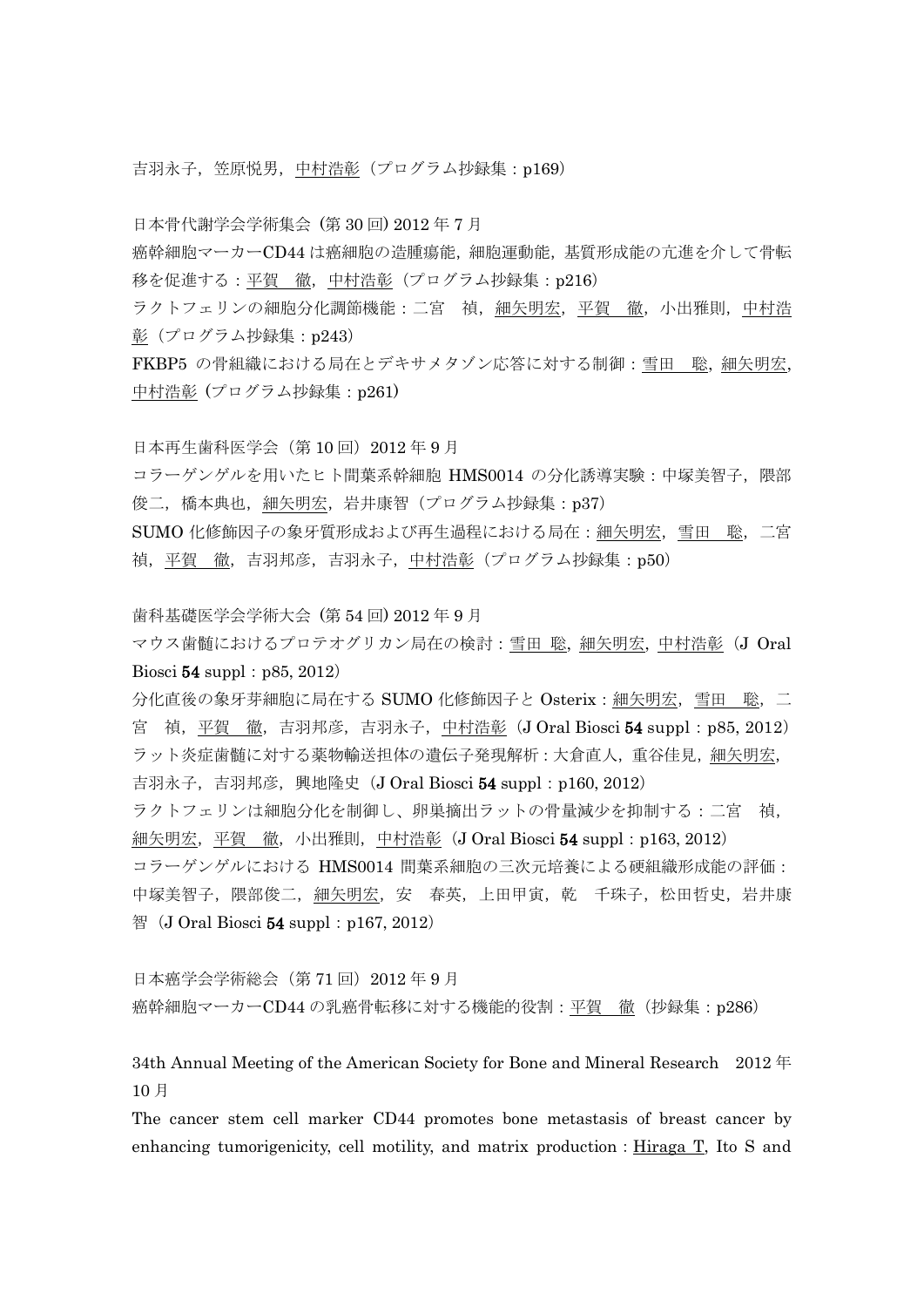吉羽永子，笠原悦男，中村浩彰（プログラム抄録集：p169）

日本骨代謝学会学術集会（第 30 回）2012 年 7 月

癌幹細胞マーカーCD44 は癌細胞の造腫瘍能，細胞運動能，基質形成能の亢進を介して骨転移を促進する：平賀　徹，中村浩彰（プログラム抄録集：p216）

ラクトフェリンの細胞分化調節機能：二宮　禎，細矢明宏，平賀　徹，小出雅則，中村浩彰（プログラム抄録集：p243）

FKBP5 の骨組織における局在とデキサメタゾン応答に対する制御：雪田　聡，細矢明宏，中村浩彰（プログラム抄録集：p261）

日本再生歯科医学会（第 10 回）2012 年 9 月

コラーゲンゲルを用いたヒト間葉系幹細胞 HMS0014 の分化誘導実験：中塚美智子，隈部俊二，橋本典也，細矢明宏，岩井康智（プログラム抄録集：p37）

SUMO 化修飾因子の象牙質形成および再生過程における局在：細矢明宏，雪田　聡，二宮禎，平賀　徹，吉羽邦彦，吉羽永子，中村浩彰（プログラム抄録集：p50）

歯科基礎医学会学術大会（第 54 回）2012 年 9 月

マウス歯髄におけるプロテオグリカン局在の検討：雪田 聡，細矢明宏，中村浩彰（J Oral Biosci **54** suppl：p85, 2012）

分化直後の象牙芽細胞に局在する SUMO 化修飾因子と Osterix：細矢明宏，雪田　聡，二宮　禎，平賀　徹，吉羽邦彦，吉羽永子，中村浩彰（J Oral Biosci **54** suppl：p85, 2012）

ラット炎症歯髄に対する薬物輸送担体の遺伝子発現解析：大倉直人，重谷佳見，細矢明宏，吉羽永子，吉羽邦彦，興地隆史（J Oral Biosci **54** suppl：p160, 2012）

ラクトフェリンは細胞分化を制御し、卵巣摘出ラットの骨量減少を抑制する：二宮　禎，細矢明宏，平賀　徹，小出雅則，中村浩彰（J Oral Biosci **54** suppl：p163, 2012）

コラーゲンゲルにおける HMS0014 間葉系細胞の三次元培養による硬組織形成能の評価：中塚美智子，隈部俊二，細矢明宏，安　春英，上田甲寅，乾　千珠子，松田哲史，岩井康智（J Oral Biosci **54** suppl：p167, 2012）

日本癌学会学術総会（第 71 回）2012 年 9 月

癌幹細胞マーカーCD44 の乳癌骨転移に対する機能的役割：平賀　徹（抄録集：p286）

34th Annual Meeting of the American Society for Bone and Mineral Research　2012 年 10 月

The cancer stem cell marker CD44 promotes bone metastasis of breast cancer by enhancing tumorigenicity, cell motility, and matrix production：Hiraga T, Ito S and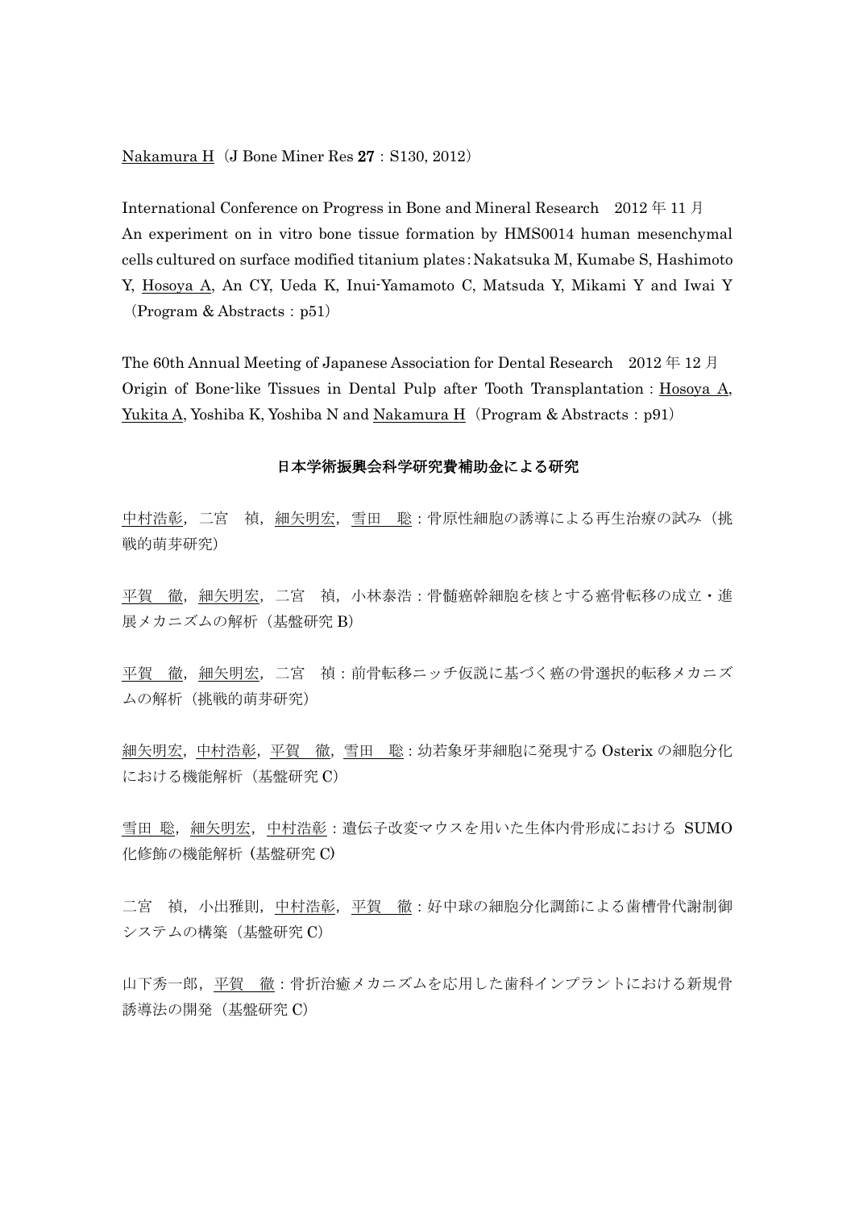Nakamura H（J Bone Miner Res **27**：S130, 2012）

International Conference on Progress in Bone and Mineral Research　2012 年 11 月
An experiment on in vitro bone tissue formation by HMS0014 human mesenchymal cells cultured on surface modified titanium plates：Nakatsuka M, Kumabe S, Hashimoto Y, Hosoya A, An CY, Ueda K, Inui-Yamamoto C, Matsuda Y, Mikami Y and Iwai Y（Program & Abstracts：p51）

The 60th Annual Meeting of Japanese Association for Dental Research　2012 年 12 月
Origin of Bone-like Tissues in Dental Pulp after Tooth Transplantation：Hosoya A, Yukita A, Yoshiba K, Yoshiba N and Nakamura H（Program & Abstracts：p91）

## 日本学術振興会科学研究費補助金による研究

中村浩彰，二宮　禎，細矢明宏，雪田　聡：骨原性細胞の誘導による再生治療の試み（挑戦的萌芽研究）

平賀　徹，細矢明宏，二宮　禎，小林泰浩：骨髄癌幹細胞を核とする癌骨転移の成立・進展メカニズムの解析（基盤研究 B）

平賀　徹，細矢明宏，二宮　禎：前骨転移ニッチ仮説に基づく癌の骨選択的転移メカニズムの解析（挑戦的萌芽研究）

細矢明宏，中村浩彰，平賀　徹，雪田　聡：幼若象牙芽細胞に発現する Osterix の細胞分化における機能解析（基盤研究 C）

雪田 聡，細矢明宏，中村浩彰：遺伝子改変マウスを用いた生体内骨形成における SUMO 化修飾の機能解析（基盤研究 C）

二宮　禎，小出雅則，中村浩彰，平賀　徹：好中球の細胞分化調節による歯槽骨代謝制御システムの構築（基盤研究 C）

山下秀一郎，平賀　徹：骨折治癒メカニズムを応用した歯科インプラントにおける新規骨誘導法の開発（基盤研究 C）